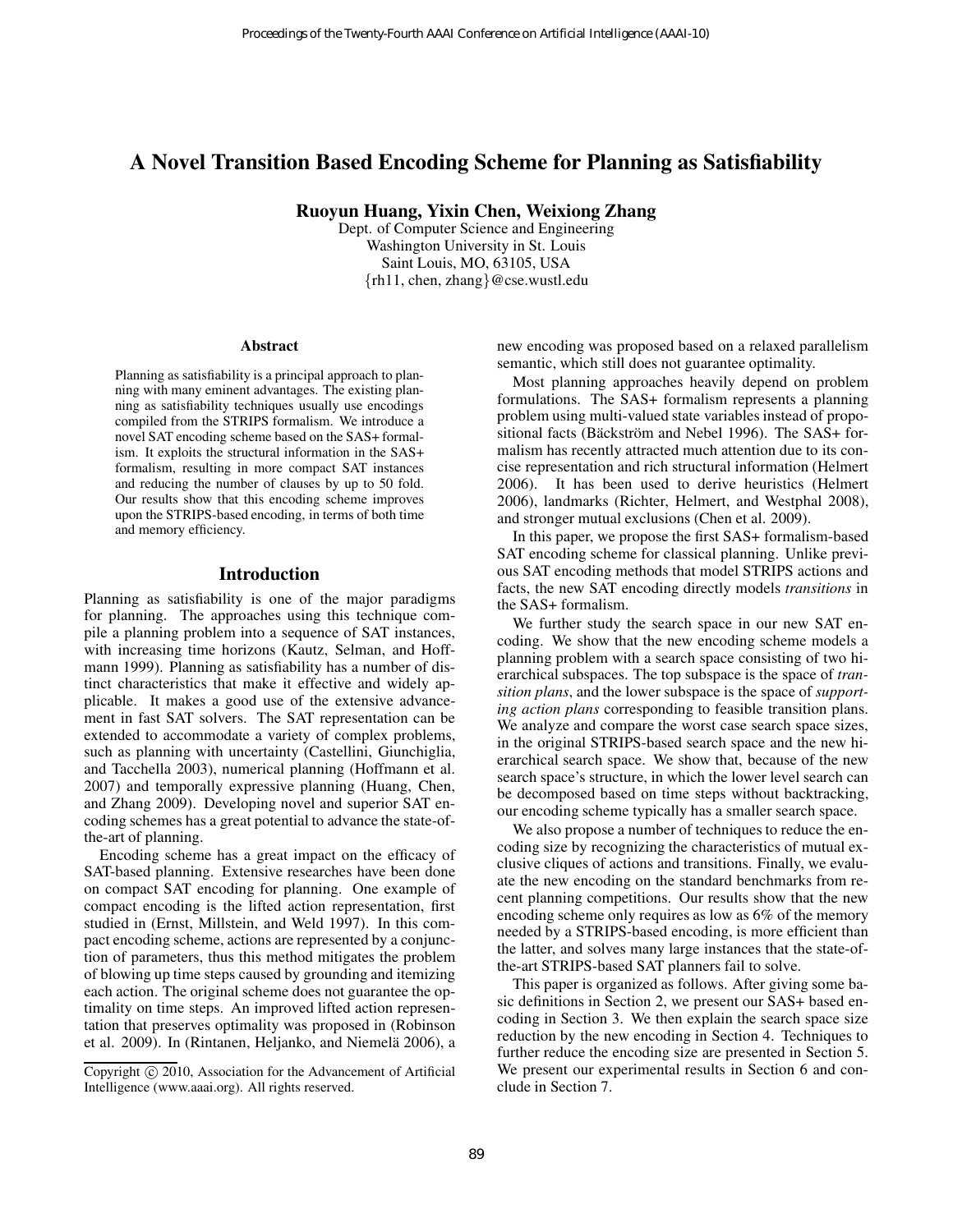# A Novel Transition Based Encoding Scheme for Planning as Satisfiability

**Ruoyun Huang, Yixin Chen, Weixiong Zhang**

Dept. of Computer Science and Engineering
Washington University in St. Louis
Saint Louis, MO, 63105, USA
{rh11, chen, zhang}@cse.wustl.edu

### Abstract

Planning as satisfiability is a principal approach to planning with many eminent advantages. The existing planning as satisfiability techniques usually use encodings compiled from the STRIPS formalism. We introduce a novel SAT encoding scheme based on the SAS+ formalism. It exploits the structural information in the SAS+ formalism, resulting in more compact SAT instances and reducing the number of clauses by up to 50 fold. Our results show that this encoding scheme improves upon the STRIPS-based encoding, in terms of both time and memory efficiency.

## Introduction

Planning as satisfiability is one of the major paradigms for planning. The approaches using this technique compile a planning problem into a sequence of SAT instances, with increasing time horizons (Kautz, Selman, and Hoffmann 1999). Planning as satisfiability has a number of distinct characteristics that make it effective and widely applicable. It makes a good use of the extensive advancement in fast SAT solvers. The SAT representation can be extended to accommodate a variety of complex problems, such as planning with uncertainty (Castellini, Giunchiglia, and Tacchella 2003), numerical planning (Hoffmann et al. 2007) and temporally expressive planning (Huang, Chen, and Zhang 2009). Developing novel and superior SAT encoding schemes has a great potential to advance the state-of-the-art of planning.

Encoding scheme has a great impact on the efficacy of SAT-based planning. Extensive researches have been done on compact SAT encoding for planning. One example of compact encoding is the lifted action representation, first studied in (Ernst, Millstein, and Weld 1997). In this compact encoding scheme, actions are represented by a conjunction of parameters, thus this method mitigates the problem of blowing up time steps caused by grounding and itemizing each action. The original scheme does not guarantee the optimality on time steps. An improved lifted action representation that preserves optimality was proposed in (Robinson et al. 2009). In (Rintanen, Heljanko, and Niemelä 2006), a new encoding was proposed based on a relaxed parallelism semantic, which still does not guarantee optimality.

Most planning approaches heavily depend on problem formulations. The SAS+ formalism represents a planning problem using multi-valued state variables instead of propositional facts (Bäckström and Nebel 1996). The SAS+ formalism has recently attracted much attention due to its concise representation and rich structural information (Helmert 2006). It has been used to derive heuristics (Helmert 2006), landmarks (Richter, Helmert, and Westphal 2008), and stronger mutual exclusions (Chen et al. 2009).

In this paper, we propose the first SAS+ formalism-based SAT encoding scheme for classical planning. Unlike previous SAT encoding methods that model STRIPS actions and facts, the new SAT encoding directly models *transitions* in the SAS+ formalism.

We further study the search space in our new SAT encoding. We show that the new encoding scheme models a planning problem with a search space consisting of two hierarchical subspaces. The top subspace is the space of *transition plans*, and the lower subspace is the space of *supporting action plans* corresponding to feasible transition plans. We analyze and compare the worst case search space sizes, in the original STRIPS-based search space and the new hierarchical search space. We show that, because of the new search space's structure, in which the lower level search can be decomposed based on time steps without backtracking, our encoding scheme typically has a smaller search space.

We also propose a number of techniques to reduce the encoding size by recognizing the characteristics of mutual exclusive cliques of actions and transitions. Finally, we evaluate the new encoding on the standard benchmarks from recent planning competitions. Our results show that the new encoding scheme only requires as low as 6% of the memory needed by a STRIPS-based encoding, is more efficient than the latter, and solves many large instances that the state-of-the-art STRIPS-based SAT planners fail to solve.

This paper is organized as follows. After giving some basic definitions in Section 2, we present our SAS+ based encoding in Section 3. We then explain the search space size reduction by the new encoding in Section 4. Techniques to further reduce the encoding size are presented in Section 5. We present our experimental results in Section 6 and conclude in Section 7.

Copyright © 2010, Association for the Advancement of Artificial Intelligence (www.aaai.org). All rights reserved.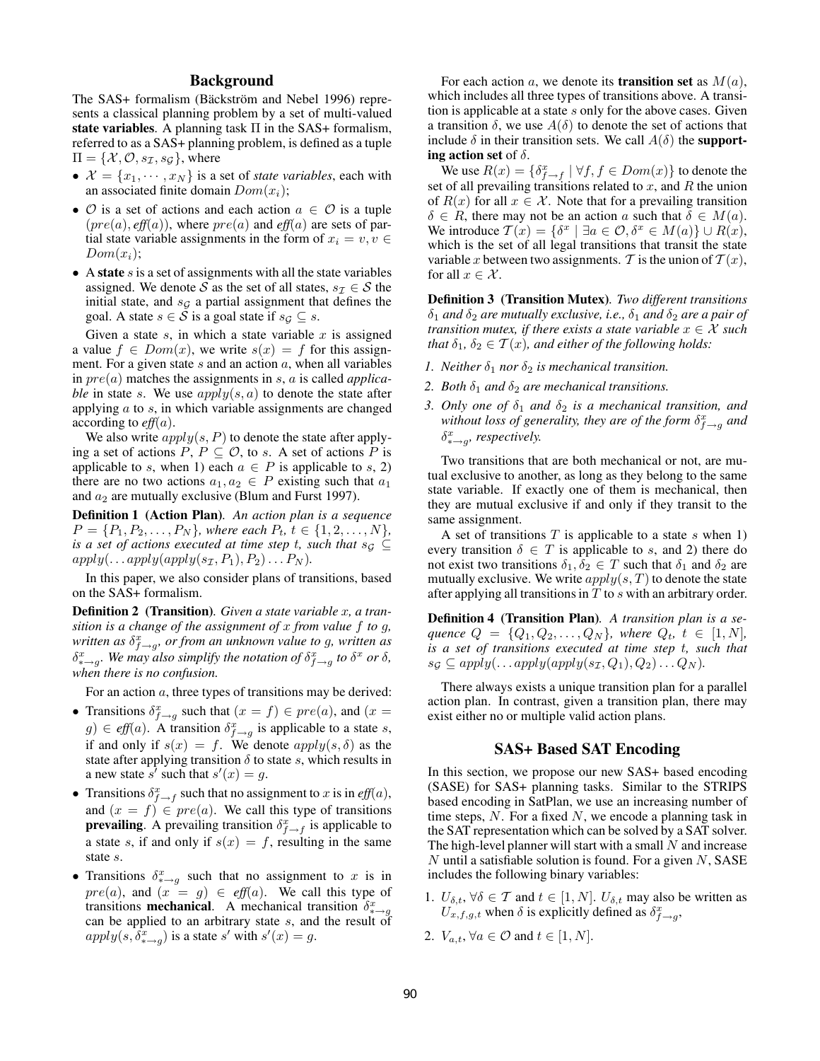## Background

The SAS+ formalism (Bäckström and Nebel 1996) represents a classical planning problem by a set of multi-valued **state variables**. A planning task $\Pi$ in the SAS+ formalism, referred to as a SAS+ planning problem, is defined as a tuple $\Pi = \{\mathcal{X}, \mathcal{O}, s_{\mathcal{I}}, s_{\mathcal{G}}\}$, where

- $\mathcal{X} = \{x_1, \cdots, x_N\}$ is a set of *state variables*, each with an associated finite domain $Dom(x_i)$;
- $\mathcal{O}$ is a set of actions and each action $a \in \mathcal{O}$ is a tuple $(pre(a), \mathit{eff}(a))$, where $pre(a)$ and $\mathit{eff}(a)$ are sets of partial state variable assignments in the form of $x_i = v, v \in Dom(x_i)$;
- A **state** $s$ is a set of assignments with all the state variables assigned. We denote $\mathcal{S}$ as the set of all states, $s_{\mathcal{I}} \in \mathcal{S}$ the initial state, and $s_{\mathcal{G}}$ a partial assignment that defines the goal. A state $s \in \mathcal{S}$ is a goal state if $s_{\mathcal{G}} \subseteq s$.

Given a state $s$, in which a state variable $x$ is assigned a value $f \in Dom(x)$, we write $s(x) = f$ for this assignment. For a given state $s$ and an action $a$, when all variables in $pre(a)$ matches the assignments in $s$, $a$ is called *applicable* in state $s$. We use $apply(s, a)$ to denote the state after applying $a$ to $s$, in which variable assignments are changed according to $\mathit{eff}(a)$.

We also write $apply(s, P)$ to denote the state after applying a set of actions $P$, $P \subseteq \mathcal{O}$, to $s$. A set of actions $P$ is applicable to $s$, when 1) each $a \in P$ is applicable to $s$, 2) there are no two actions $a_1, a_2 \in P$ existing such that $a_1$ and $a_2$ are mutually exclusive (Blum and Furst 1997).

**Definition 1 (Action Plan).** *An action plan is a sequence $P = \{P_1, P_2, \ldots, P_N\}$, where each $P_t$, $t \in \{1, 2, \ldots, N\}$, is a set of actions executed at time step t, such that $s_{\mathcal{G}} \subseteq apply(\ldots apply(apply(s_{\mathcal{I}}, P_1), P_2) \ldots P_N)$.*

In this paper, we also consider plans of transitions, based on the SAS+ formalism.

**Definition 2 (Transition).** *Given a state variable x, a transition is a change of the assignment of x from value f to g, written as $\delta^x_{f \to g}$, or from an unknown value to g, written as $\delta^x_{* \to g}$. We may also simplify the notation of $\delta^x_{f \to g}$ to $\delta^x$ or $\delta$, when there is no confusion.*

For an action $a$, three types of transitions may be derived:

- Transitions $\delta^x_{f \to g}$ such that $(x = f) \in pre(a)$, and $(x = g) \in \mathit{eff}(a)$. A transition $\delta^x_{f \to g}$ is applicable to a state $s$, if and only if $s(x) = f$. We denote $apply(s, \delta)$ as the state after applying transition $\delta$ to state $s$, which results in a new state $s'$ such that $s'(x) = g$.
- Transitions $\delta^x_{f \to f}$ such that no assignment to $x$ is in $\mathit{eff}(a)$, and $(x = f) \in pre(a)$. We call this type of transitions **prevailing**. A prevailing transition $\delta^x_{f \to f}$ is applicable to a state $s$, if and only if $s(x) = f$, resulting in the same state $s$.
- Transitions $\delta^x_{* \to g}$ such that no assignment to $x$ is in $pre(a)$, and $(x = g) \in \mathit{eff}(a)$. We call this type of transitions **mechanical**. A mechanical transition $\delta^x_{* \to g}$ can be applied to an arbitrary state $s$, and the result of $apply(s, \delta^x_{* \to g})$ is a state $s'$ with $s'(x) = g$.

For each action $a$, we denote its **transition set** as $M(a)$, which includes all three types of transitions above. A transition is applicable at a state $s$ only for the above cases. Given a transition $\delta$, we use $A(\delta)$ to denote the set of actions that include $\delta$ in their transition sets. We call $A(\delta)$ the **supporting action set** of $\delta$.

We use $R(x) = \{\delta^x_{f \to f} \mid \forall f, f \in Dom(x)\}$ to denote the set of all prevailing transitions related to $x$, and $R$ the union of $R(x)$ for all $x \in \mathcal{X}$. Note that for a prevailing transition $\delta \in R$, there may not be an action $a$ such that $\delta \in M(a)$. We introduce $\mathcal{T}(x) = \{\delta^x \mid \exists a \in \mathcal{O}, \delta^x \in M(a)\} \cup R(x)$, which is the set of all legal transitions that transit the state variable $x$ between two assignments. $\mathcal{T}$ is the union of $\mathcal{T}(x)$, for all $x \in \mathcal{X}$.

**Definition 3 (Transition Mutex).** *Two different transitions $\delta_1$ and $\delta_2$ are mutually exclusive, i.e., $\delta_1$ and $\delta_2$ are a pair of transition mutex, if there exists a state variable $x \in \mathcal{X}$ such that $\delta_1, \delta_2 \in \mathcal{T}(x)$, and either of the following holds:*

1. *Neither $\delta_1$ nor $\delta_2$ is mechanical transition.*
2. *Both $\delta_1$ and $\delta_2$ are mechanical transitions.*
3. *Only one of $\delta_1$ and $\delta_2$ is a mechanical transition, and without loss of generality, they are of the form $\delta^x_{f \to g}$ and $\delta^x_{* \to g}$, respectively.*

Two transitions that are both mechanical or not, are mutual exclusive to another, as long as they belong to the same state variable. If exactly one of them is mechanical, then they are mutual exclusive if and only if they transit to the same assignment.

A set of transitions $T$ is applicable to a state $s$ when 1) every transition $\delta \in T$ is applicable to $s$, and 2) there do not exist two transitions $\delta_1, \delta_2 \in T$ such that $\delta_1$ and $\delta_2$ are mutually exclusive. We write $apply(s, T)$ to denote the state after applying all transitions in $T$ to $s$ with an arbitrary order.

**Definition 4 (Transition Plan).** *A transition plan is a sequence $Q = \{Q_1, Q_2, \ldots, Q_N\}$, where $Q_t$, $t \in [1, N]$, is a set of transitions executed at time step t, such that $s_{\mathcal{G}} \subseteq apply(\ldots apply(apply(s_{\mathcal{I}}, Q_1), Q_2) \ldots Q_N)$.*

There always exists a unique transition plan for a parallel action plan. In contrast, given a transition plan, there may exist either no or multiple valid action plans.

## SAS+ Based SAT Encoding

In this section, we propose our new SAS+ based encoding (SASE) for SAS+ planning tasks. Similar to the STRIPS based encoding in SatPlan, we use an increasing number of time steps, $N$. For a fixed $N$, we encode a planning task in the SAT representation which can be solved by a SAT solver. The high-level planner will start with a small $N$ and increase $N$ until a satisfiable solution is found. For a given $N$, SASE includes the following binary variables:

1. $U_{\delta,t}, \forall \delta \in \mathcal{T}$ and $t \in [1, N]$. $U_{\delta,t}$ may also be written as $U_{x,f,g,t}$ when $\delta$ is explicitly defined as $\delta^x_{f \to g}$,
2. $V_{a,t}, \forall a \in \mathcal{O}$ and $t \in [1, N]$.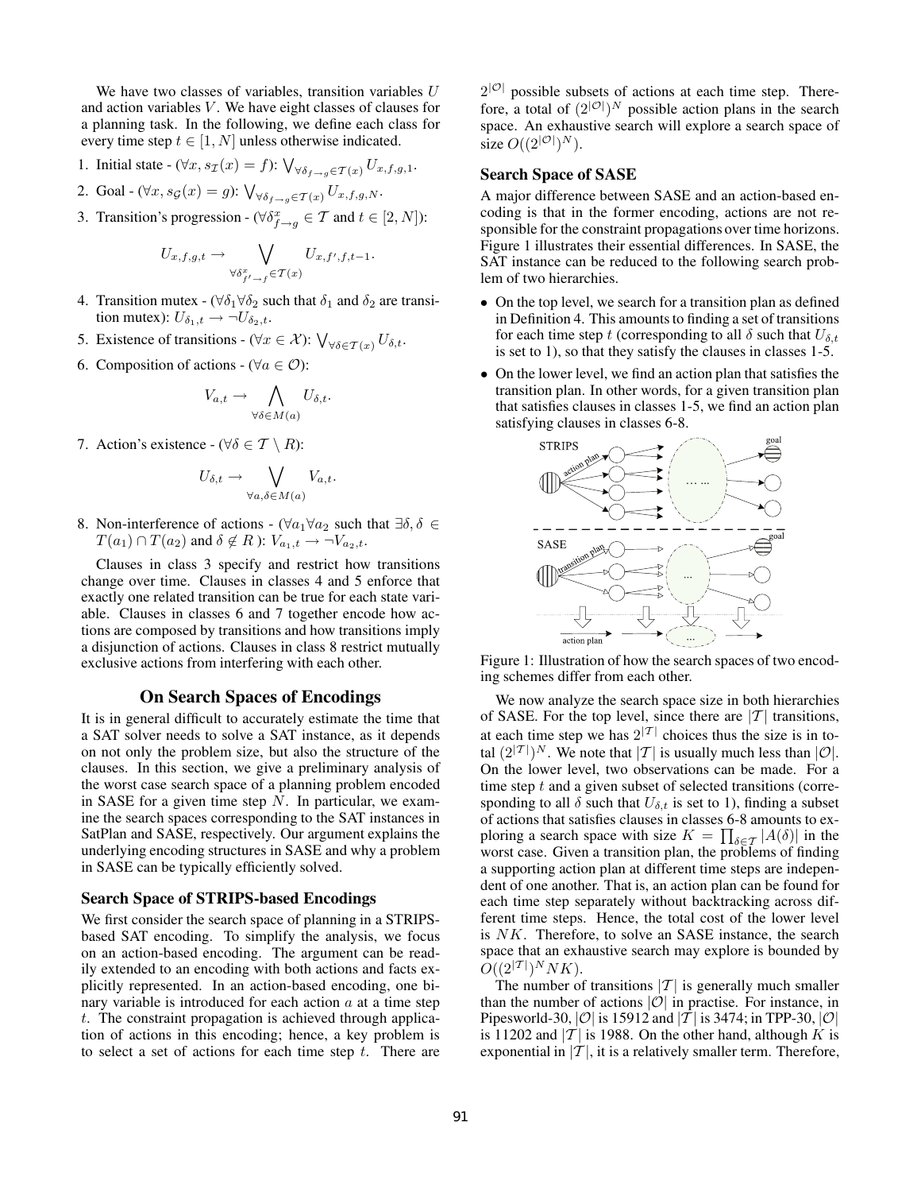We have two classes of variables, transition variables $U$ and action variables $V$. We have eight classes of clauses for a planning task. In the following, we define each class for every time step $t \in [1, N]$ unless otherwise indicated.

1. Initial state - ($\forall x, s_{\mathcal{I}}(x) = f$): $\bigvee_{\forall \delta_{f \to g} \in \mathcal{T}(x)} U_{x,f,g,1}$.
2. Goal - ($\forall x, s_{\mathcal{G}}(x) = g$): $\bigvee_{\forall \delta_{f \to g} \in \mathcal{T}(x)} U_{x,f,g,N}$.
3. Transition's progression - ($\forall \delta^x_{f \to g} \in \mathcal{T}$ and $t \in [2, N]$):
$$U_{x,f,g,t} \rightarrow \bigvee_{\forall \delta^x_{f' \to f} \in \mathcal{T}(x)} U_{x,f',f,t-1}.$$
4. Transition mutex - ($\forall \delta_1 \forall \delta_2$ such that $\delta_1$ and $\delta_2$ are transition mutex): $U_{\delta_1,t} \rightarrow \neg U_{\delta_2,t}$.
5. Existence of transitions - ($\forall x \in \mathcal{X}$): $\bigvee_{\forall \delta \in \mathcal{T}(x)} U_{\delta,t}$.
6. Composition of actions - ($\forall a \in \mathcal{O}$):
$$V_{a,t} \rightarrow \bigwedge_{\forall \delta \in M(a)} U_{\delta,t}.$$
7. Action's existence - ($\forall \delta \in \mathcal{T} \setminus R$):
$$U_{\delta,t} \rightarrow \bigvee_{\forall a, \delta \in M(a)} V_{a,t}.$$
8. Non-interference of actions - ($\forall a_1 \forall a_2$ such that $\exists \delta, \delta \in T(a_1) \cap T(a_2)$ and $\delta \notin R$ ): $V_{a_1,t} \rightarrow \neg V_{a_2,t}$.

Clauses in class 3 specify and restrict how transitions change over time. Clauses in classes 4 and 5 enforce that exactly one related transition can be true for each state variable. Clauses in classes 6 and 7 together encode how actions are composed by transitions and how transitions imply a disjunction of actions. Clauses in class 8 restrict mutually exclusive actions from interfering with each other.

## On Search Spaces of Encodings

It is in general difficult to accurately estimate the time that a SAT solver needs to solve a SAT instance, as it depends on not only the problem size, but also the structure of the clauses. In this section, we give a preliminary analysis of the worst case search space of a planning problem encoded in SASE for a given time step $N$. In particular, we examine the search spaces corresponding to the SAT instances in SatPlan and SASE, respectively. Our argument explains the underlying encoding structures in SASE and why a problem in SASE can be typically efficiently solved.

### Search Space of STRIPS-based Encodings

We first consider the search space of planning in a STRIPS-based SAT encoding. To simplify the analysis, we focus on an action-based encoding. The argument can be readily extended to an encoding with both actions and facts explicitly represented. In an action-based encoding, one binary variable is introduced for each action $a$ at a time step $t$. The constraint propagation is achieved through application of actions in this encoding; hence, a key problem is to select a set of actions for each time step $t$. There are $2^{|\mathcal{O}|}$ possible subsets of actions at each time step. Therefore, a total of $(2^{|\mathcal{O}|})^N$ possible action plans in the search space. An exhaustive search will explore a search space of size $O((2^{|\mathcal{O}|})^N)$.

### Search Space of SASE

A major difference between SASE and an action-based encoding is that in the former encoding, actions are not responsible for the constraint propagations over time horizons. Figure 1 illustrates their essential differences. In SASE, the SAT instance can be reduced to the following search problem of two hierarchies.

- On the top level, we search for a transition plan as defined in Definition 4. This amounts to finding a set of transitions for each time step $t$ (corresponding to all $\delta$ such that $U_{\delta,t}$ is set to 1), so that they satisfy the clauses in classes 1-5.
- On the lower level, we find an action plan that satisfies the transition plan. In other words, for a given transition plan that satisfies clauses in classes 1-5, we find an action plan satisfying clauses in classes 6-8.

Figure 1: Illustration of how the search spaces of two encoding schemes differ from each other.

We now analyze the search space size in both hierarchies of SASE. For the top level, since there are $|\mathcal{T}|$ transitions, at each time step we has $2^{|\mathcal{T}|}$ choices thus the size is in total $(2^{|\mathcal{T}|})^N$. We note that $|\mathcal{T}|$ is usually much less than $|\mathcal{O}|$. On the lower level, two observations can be made. For a time step $t$ and a given subset of selected transitions (corresponding to all $\delta$ such that $U_{\delta,t}$ is set to 1), finding a subset of actions that satisfies clauses in classes 6-8 amounts to exploring a search space with size $K = \prod_{\delta \in \mathcal{T}} |A(\delta)|$ in the worst case. Given a transition plan, the problems of finding a supporting action plan at different time steps are independent of one another. That is, an action plan can be found for each time step separately without backtracking across different time steps. Hence, the total cost of the lower level is $NK$. Therefore, to solve an SASE instance, the search space that an exhaustive search may explore is bounded by $O((2^{|\mathcal{T}|})^N NK)$.

The number of transitions $|\mathcal{T}|$ is generally much smaller than the number of actions $|\mathcal{O}|$ in practise. For instance, in Pipesworld-30, $|\mathcal{O}|$ is 15912 and $|\mathcal{T}|$ is 3474; in TPP-30, $|\mathcal{O}|$ is 11202 and $|\mathcal{T}|$ is 1988. On the other hand, although $K$ is exponential in $|\mathcal{T}|$, it is a relatively smaller term. Therefore,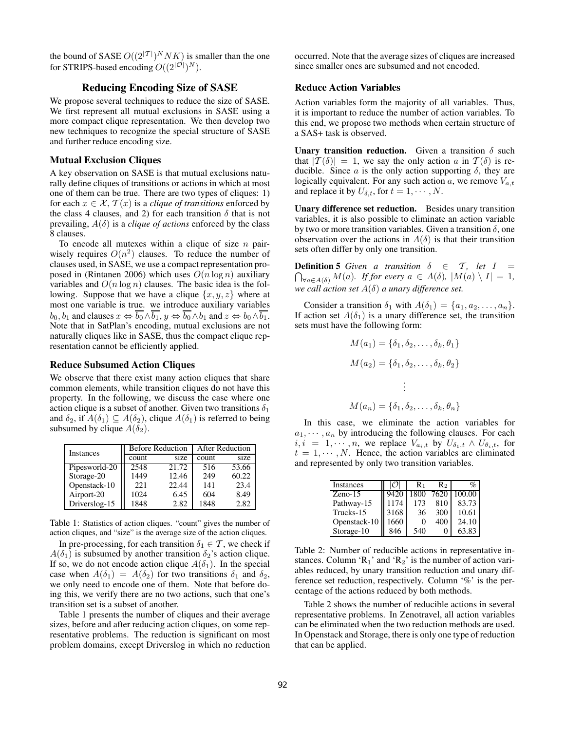the bound of SASE $O((2^{|\mathcal{T}|})^N NK)$ is smaller than the one for STRIPS-based encoding $O((2^{|\mathcal{O}|})^N)$.

## Reducing Encoding Size of SASE

We propose several techniques to reduce the size of SASE. We first represent all mutual exclusions in SASE using a more compact clique representation. We then develop two new techniques to recognize the special structure of SASE and further reduce encoding size.

### Mutual Exclusion Cliques

A key observation on SASE is that mutual exclusions naturally define cliques of transitions or actions in which at most one of them can be true. There are two types of cliques: 1) for each $x \in \mathcal{X}$, $\mathcal{T}(x)$ is a *clique of transitions* enforced by the class 4 clauses, and 2) for each transition $\delta$ that is not prevailing, $A(\delta)$ is a *clique of actions* enforced by the class 8 clauses.

To encode all mutexes within a clique of size $n$ pairwisely requires $O(n^2)$ clauses. To reduce the number of clauses used, in SASE, we use a compact representation proposed in (Rintanen 2006) which uses $O(n \log n)$ auxiliary variables and $O(n \log n)$ clauses. The basic idea is the following. Suppose that we have a clique $\{x, y, z\}$ where at most one variable is true. we introduce auxiliary variables $b_0, b_1$ and clauses $x \Leftrightarrow \overline{b_0} \wedge \overline{b_1}$, $y \Leftrightarrow \overline{b_0} \wedge b_1$ and $z \Leftrightarrow b_0 \wedge \overline{b_1}$. Note that in SatPlan's encoding, mutual exclusions are not naturally cliques like in SASE, thus the compact clique representation cannot be efficiently applied.

### Reduce Subsumed Action Cliques

We observe that there exist many action cliques that share common elements, while transition cliques do not have this property. In the following, we discuss the case where one action clique is a subset of another. Given two transitions $\delta_1$ and $\delta_2$, if $A(\delta_1) \subseteq A(\delta_2)$, clique $A(\delta_1)$ is referred to being subsumed by clique $A(\delta_2)$.

| Instances | Before Reduction | | After Reduction | |
|---|---|---|---|---|
| | count | size | count | size |
| Pipesworld-20 | 2548 | 21.72 | 516 | 53.66 |
| Storage-20 | 1449 | 12.46 | 249 | 60.22 |
| Openstack-10 | 221 | 22.44 | 141 | 23.4 |
| Airport-20 | 1024 | 6.45 | 604 | 8.49 |
| Driverslog-15 | 1848 | 2.82 | 1848 | 2.82 |

Table 1: Statistics of action cliques. "count" gives the number of action cliques, and "size" is the average size of the action cliques.

In pre-processing, for each transition $\delta_1 \in \mathcal{T}$, we check if $A(\delta_1)$ is subsumed by another transition $\delta_2$'s action clique. If so, we do not encode action clique $A(\delta_1)$. In the special case when $A(\delta_1) = A(\delta_2)$ for two transitions $\delta_1$ and $\delta_2$, we only need to encode one of them. Note that before doing this, we verify there are no two actions, such that one's transition set is a subset of another.

Table 1 presents the number of cliques and their average sizes, before and after reducing action cliques, on some representative problems. The reduction is significant on most problem domains, except Driverslog in which no reduction occurred. Note that the average sizes of cliques are increased since smaller ones are subsumed and not encoded.

### Reduce Action Variables

Action variables form the majority of all variables. Thus, it is important to reduce the number of action variables. To this end, we propose two methods when certain structure of a SAS+ task is observed.

**Unary transition reduction.** Given a transition $\delta$ such that $|\mathcal{T}(\delta)| = 1$, we say the only action $a$ in $\mathcal{T}(\delta)$ is reducible. Since $a$ is the only action supporting $\delta$, they are logically equivalent. For any such action $a$, we remove $V_{a,t}$ and replace it by $U_{\delta,t}$, for $t = 1, \cdots, N$.

**Unary difference set reduction.** Besides unary transition variables, it is also possible to eliminate an action variable by two or more transition variables. Given a transition $\delta$, one observation over the actions in $A(\delta)$ is that their transition sets often differ by only one transition.

**Definition 5** *Given a transition $\delta \in \mathcal{T}$, let $I = \bigcap_{\forall a \in A(\delta)} M(a)$. If for every $a \in A(\delta)$, $|M(a) \setminus I| = 1$, we call action set $A(\delta)$ a unary difference set.*

Consider a transition $\delta_1$ with $A(\delta_1) = \{a_1, a_2, \ldots, a_n\}$. If action set $A(\delta_1)$ is a unary difference set, the transition sets must have the following form:

$$M(a_1) = \{\delta_1, \delta_2, \ldots, \delta_k, \theta_1\}$$
$$M(a_2) = \{\delta_1, \delta_2, \ldots, \delta_k, \theta_2\}$$
$$\vdots$$
$$M(a_n) = \{\delta_1, \delta_2, \ldots, \delta_k, \theta_n\}$$

In this case, we eliminate the action variables for $a_1, \cdots, a_n$ by introducing the following clauses. For each $i, i = 1, \cdots, n$, we replace $V_{a_i,t}$ by $U_{\delta_1,t} \wedge U_{\theta_i,t}$, for $t = 1, \cdots, N$. Hence, the action variables are eliminated and represented by only two transition variables.

| Instances | $\|\mathcal{O}\|$ | $R_1$ | $R_2$ | % |
|---|---|---|---|---|
| Zeno-15 | 9420 | 1800 | 7620 | 100.00 |
| Pathway-15 | 1174 | 173 | 810 | 83.73 |
| Trucks-15 | 3168 | 36 | 300 | 10.61 |
| Openstack-10 | 1660 | 0 | 400 | 24.10 |
| Storage-10 | 846 | 540 | 0 | 63.83 |

Table 2: Number of reducible actions in representative instances. Column '$R_1$' and '$R_2$' is the number of action variables reduced, by unary transition reduction and unary difference set reduction, respectively. Column '%' is the percentage of the actions reduced by both methods.

Table 2 shows the number of reducible actions in several representative problems. In Zenotravel, all action variables can be eliminated when the two reduction methods are used. In Openstack and Storage, there is only one type of reduction that can be applied.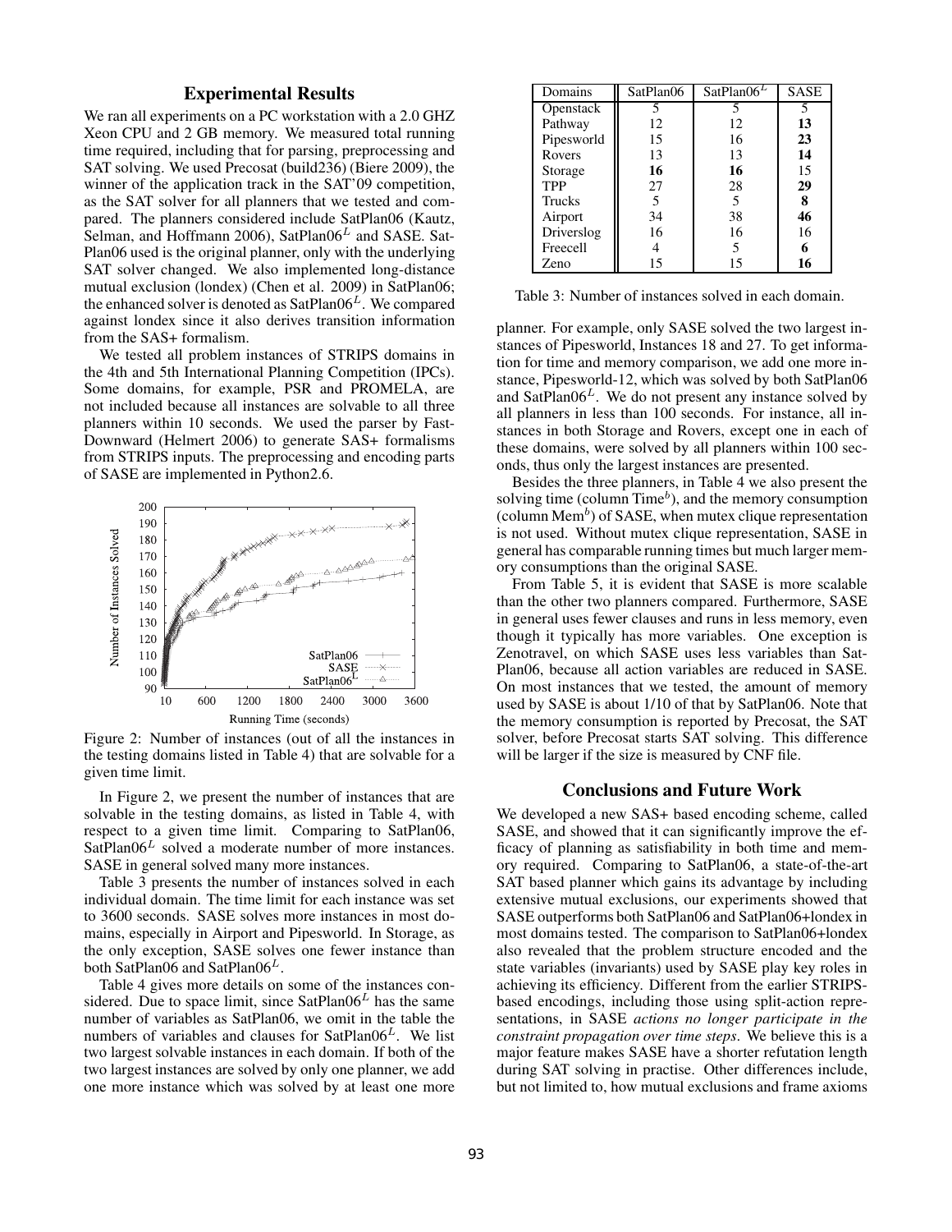## Experimental Results

We ran all experiments on a PC workstation with a 2.0 GHZ Xeon CPU and 2 GB memory. We measured total running time required, including that for parsing, preprocessing and SAT solving. We used Precosat (build236) (Biere 2009), the winner of the application track in the SAT'09 competition, as the SAT solver for all planners that we tested and compared. The planners considered include SatPlan06 (Kautz, Selman, and Hoffmann 2006), SatPlan06$^L$ and SASE. SatPlan06 used is the original planner, only with the underlying SAT solver changed. We also implemented long-distance mutual exclusion (londex) (Chen et al. 2009) in SatPlan06; the enhanced solver is denoted as SatPlan06$^L$. We compared against londex since it also derives transition information from the SAS+ formalism.

We tested all problem instances of STRIPS domains in the 4th and 5th International Planning Competition (IPCs). Some domains, for example, PSR and PROMELA, are not included because all instances are solvable to all three planners within 10 seconds. We used the parser by Fast-Downward (Helmert 2006) to generate SAS+ formalisms from STRIPS inputs. The preprocessing and encoding parts of SASE are implemented in Python2.6.

Figure 2: Number of instances (out of all the instances in the testing domains listed in Table 4) that are solvable for a given time limit.

In Figure 2, we present the number of instances that are solvable in the testing domains, as listed in Table 4, with respect to a given time limit. Comparing to SatPlan06, SatPlan06$^L$ solved a moderate number of more instances. SASE in general solved many more instances.

Table 3 presents the number of instances solved in each individual domain. The time limit for each instance was set to 3600 seconds. SASE solves more instances in most domains, especially in Airport and Pipesworld. In Storage, as the only exception, SASE solves one fewer instance than both SatPlan06 and SatPlan06$^L$.

Table 4 gives more details on some of the instances considered. Due to space limit, since SatPlan06$^L$ has the same number of variables as SatPlan06, we omit in the table the numbers of variables and clauses for SatPlan06$^L$. We list two largest solvable instances in each domain. If both of the two largest instances are solved by only one planner, we add one more instance which was solved by at least one more planner. For example, only SASE solved the two largest instances of Pipesworld, Instances 18 and 27. To get information for time and memory comparison, we add one more instance, Pipesworld-12, which was solved by both SatPlan06 and SatPlan06$^L$. We do not present any instance solved by all planners in less than 100 seconds. For instance, all instances in both Storage and Rovers, except one in each of these domains, were solved by all planners within 100 seconds, thus only the largest instances are presented.

| Domains | SatPlan06 | SatPlan06$^L$ | SASE |
|---|---|---|---|
| Openstack | 5 | 5 | 5 |
| Pathway | 12 | 12 | **13** |
| Pipesworld | 15 | 16 | **23** |
| Rovers | 13 | 13 | **14** |
| Storage | **16** | **16** | 15 |
| TPP | 27 | 28 | **29** |
| Trucks | 5 | 5 | **8** |
| Airport | 34 | 38 | **46** |
| Driverslog | 16 | 16 | 16 |
| Freecell | 4 | 5 | **6** |
| Zeno | 15 | 15 | **16** |

Table 3: Number of instances solved in each domain.

Besides the three planners, in Table 4 we also present the solving time (column Time$^b$), and the memory consumption (column Mem$^b$) of SASE, when mutex clique representation is not used. Without mutex clique representation, SASE in general has comparable running times but much larger memory consumptions than the original SASE.

From Table 5, it is evident that SASE is more scalable than the other two planners compared. Furthermore, SASE in general uses fewer clauses and runs in less memory, even though it typically has more variables. One exception is Zenotravel, on which SASE uses less variables than SatPlan06, because all action variables are reduced in SASE. On most instances that we tested, the amount of memory used by SASE is about 1/10 of that by SatPlan06. Note that the memory consumption is reported by Precosat, the SAT solver, before Precosat starts SAT solving. This difference will be larger if the size is measured by CNF file.

## Conclusions and Future Work

We developed a new SAS+ based encoding scheme, called SASE, and showed that it can significantly improve the efficacy of planning as satisfiability in both time and memory required. Comparing to SatPlan06, a state-of-the-art SAT based planner which gains its advantage by including extensive mutual exclusions, our experiments showed that SASE outperforms both SatPlan06 and SatPlan06+londex in most domains tested. The comparison to SatPlan06+londex also revealed that the problem structure encoded and the state variables (invariants) used by SASE play key roles in achieving its efficiency. Different from the earlier STRIPS-based encodings, including those using split-action representations, in SASE *actions no longer participate in the constraint propagation over time steps*. We believe this is a major feature makes SASE have a shorter refutation length during SAT solving in practise. Other differences include, but not limited to, how mutual exclusions and frame axioms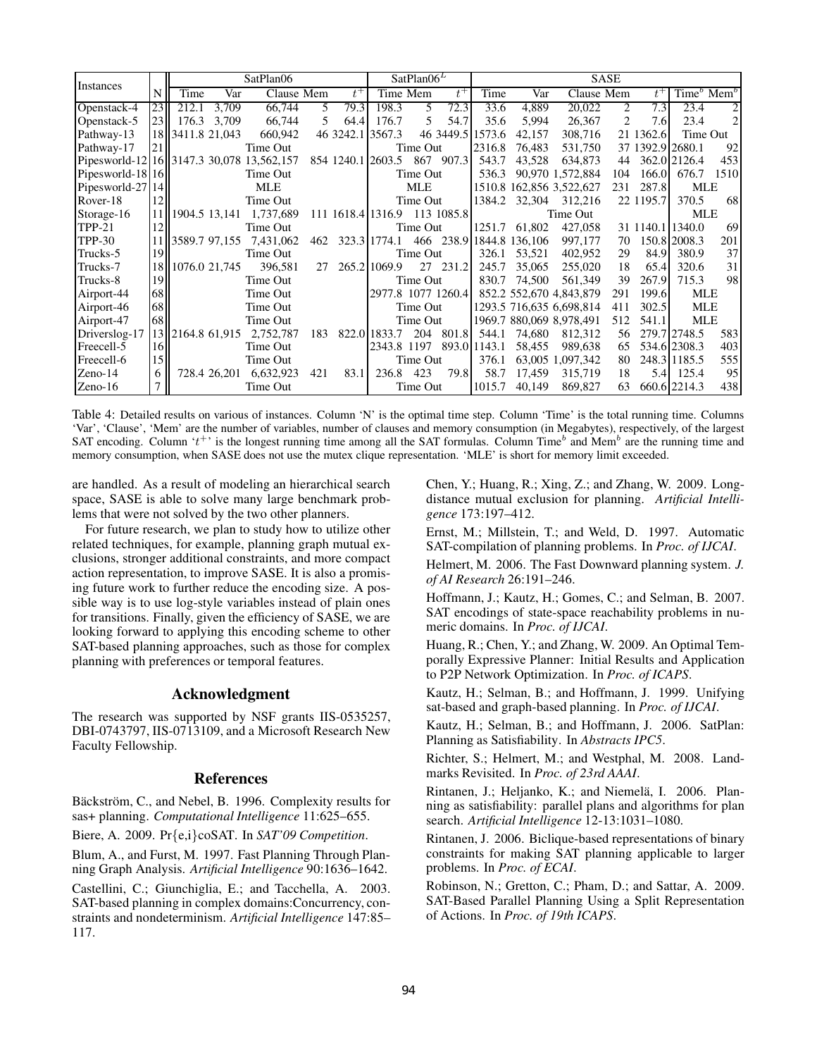| Instances | N | SatPlan06 | | | | | SatPlan06$^L$ | | | SASE | | | | | | |
|---|---|---|---|---|---|---|---|---|---|---|---|---|---|---|---|---|
| | | Time | Var | Clause | Mem | $t^+$ | Time | Mem | $t^+$ | Time | Var | Clause | Mem | $t^+$ | Time$^b$ | Mem$^b$ |
| Openstack-4 | 23 | 212.1 | 3,709 | 66,744 | 5 | 79.3 | 198.3 | 5 | 72.3 | 33.6 | 4,889 | 20,022 | 2 | 7.3 | 23.4 | 2 |
| Openstack-5 | 23 | 176.3 | 3,709 | 66,744 | 5 | 64.4 | 176.7 | 5 | 54.7 | 35.6 | 5,994 | 26,367 | 2 | 7.6 | 23.4 | 2 |
| Pathway-13 | 18 | 3411.8 | 21,043 | 660,942 | 46 | 3242.1 | 3567.3 | 46 | 3449.5 | 1573.6 | 42,157 | 308,716 | 21 | 1362.6 | Time Out | |
| Pathway-17 | 21 | Time Out | | | | | Time Out | | | 2316.8 | 76,483 | 531,750 | 37 | 1392.9 | 2680.1 | 92 |
| Pipesworld-12 | 16 | 3147.3 | 30,078 | 13,562,157 | 854 | 1240.1 | 2603.5 | 867 | 907.3 | 543.7 | 43,528 | 634,873 | 44 | 362.0 | 2126.4 | 453 |
| Pipesworld-18 | 16 | Time Out | | | | | Time Out | | | 536.3 | 90,970 | 1,572,884 | 104 | 166.0 | 676.7 | 1510 |
| Pipesworld-27 | 14 | MLE | | | | | MLE | | | 1510.8 | 162,856 | 3,522,627 | 231 | 287.8 | MLE | |
| Rover-18 | 12 | Time Out | | | | | Time Out | | | 1384.2 | 32,304 | 312,216 | 22 | 1195.7 | 370.5 | 68 |
| Storage-16 | 11 | 1904.5 | 13,141 | 1,737,689 | 111 | 1618.4 | 1316.9 | 113 | 1085.8 | Time Out | | | | | MLE | |
| TPP-21 | 12 | Time Out | | | | | Time Out | | | 1251.7 | 61,802 | 427,058 | 31 | 1140.1 | 1340.0 | 69 |
| TPP-30 | 11 | 3589.7 | 97,155 | 7,431,062 | 462 | 323.3 | 1774.1 | 466 | 238.9 | 1844.8 | 136,106 | 997,177 | 70 | 150.8 | 2008.3 | 201 |
| Trucks-5 | 19 | Time Out | | | | | Time Out | | | 326.1 | 53,521 | 402,952 | 29 | 84.9 | 380.9 | 37 |
| Trucks-7 | 18 | 1076.0 | 21,745 | 396,581 | 27 | 265.2 | 1069.9 | 27 | 231.2 | 245.7 | 35,065 | 255,020 | 18 | 65.4 | 320.6 | 31 |
| Trucks-8 | 19 | Time Out | | | | | Time Out | | | 830.7 | 74,500 | 561,349 | 39 | 267.9 | 715.3 | 98 |
| Airport-44 | 68 | Time Out | | | | | 2977.8 | 1077 | 1260.4 | 852.2 | 552,670 | 4,843,879 | 291 | 199.6 | MLE | |
| Airport-46 | 68 | Time Out | | | | | Time Out | | | 1293.5 | 716,635 | 6,698,814 | 411 | 302.5 | MLE | |
| Airport-47 | 68 | Time Out | | | | | Time Out | | | 1969.7 | 880,069 | 8,978,491 | 512 | 541.1 | MLE | |
| Driverslog-17 | 13 | 2164.8 | 61,915 | 2,752,787 | 183 | 822.0 | 1833.7 | 204 | 801.8 | 544.1 | 74,680 | 812,312 | 56 | 279.7 | 2748.5 | 583 |
| Freecell-5 | 16 | Time Out | | | | | 2343.8 | 1197 | 893.0 | 1143.1 | 58,455 | 989,638 | 65 | 534.6 | 2308.3 | 403 |
| Freecell-6 | 15 | Time Out | | | | | Time Out | | | 376.1 | 63,005 | 1,097,342 | 80 | 248.3 | 1185.5 | 555 |
| Zeno-14 | 6 | 728.4 | 26,201 | 6,632,923 | 421 | 83.1 | 236.8 | 423 | 79.8 | 58.7 | 17,459 | 315,719 | 18 | 5.4 | 125.4 | 95 |
| Zeno-16 | 7 | Time Out | | | | | Time Out | | | 1015.7 | 40,149 | 869,827 | 63 | 660.6 | 2214.3 | 438 |

Table 4: Detailed results on various of instances. Column 'N' is the optimal time step. Column 'Time' is the total running time. Columns 'Var', 'Clause', 'Mem' are the number of variables, number of clauses and memory consumption (in Megabytes), respectively, of the largest SAT encoding. Column '$t^+$' is the longest running time among all the SAT formulas. Column Time$^b$ and Mem$^b$ are the running time and memory consumption, when SASE does not use the mutex clique representation. 'MLE' is short for memory limit exceeded.

are handled. As a result of modeling an hierarchical search space, SASE is able to solve many large benchmark problems that were not solved by the two other planners.

For future research, we plan to study how to utilize other related techniques, for example, planning graph mutual exclusions, stronger additional constraints, and more compact action representation, to improve SASE. It is also a promising future work to further reduce the encoding size. A possible way is to use log-style variables instead of plain ones for transitions. Finally, given the efficiency of SASE, we are looking forward to applying this encoding scheme to other SAT-based planning approaches, such as those for complex planning with preferences or temporal features.

## Acknowledgment

The research was supported by NSF grants IIS-0535257, DBI-0743797, IIS-0713109, and a Microsoft Research New Faculty Fellowship.

## References

Bäckström, C., and Nebel, B. 1996. Complexity results for sas+ planning. *Computational Intelligence* 11:625–655.

Biere, A. 2009. Pr{e,i}coSAT. In *SAT'09 Competition*.

Blum, A., and Furst, M. 1997. Fast Planning Through Planning Graph Analysis. *Artificial Intelligence* 90:1636–1642.

Castellini, C.; Giunchiglia, E.; and Tacchella, A. 2003. SAT-based planning in complex domains:Concurrency, constraints and nondeterminism. *Artificial Intelligence* 147:85–117.

Chen, Y.; Huang, R.; Xing, Z.; and Zhang, W. 2009. Long-distance mutual exclusion for planning. *Artificial Intelligence* 173:197–412.

Ernst, M.; Millstein, T.; and Weld, D. 1997. Automatic SAT-compilation of planning problems. In *Proc. of IJCAI*.

Helmert, M. 2006. The Fast Downward planning system. *J. of AI Research* 26:191–246.

Hoffmann, J.; Kautz, H.; Gomes, C.; and Selman, B. 2007. SAT encodings of state-space reachability problems in numeric domains. In *Proc. of IJCAI*.

Huang, R.; Chen, Y.; and Zhang, W. 2009. An Optimal Temporally Expressive Planner: Initial Results and Application to P2P Network Optimization. In *Proc. of ICAPS*.

Kautz, H.; Selman, B.; and Hoffmann, J. 1999. Unifying sat-based and graph-based planning. In *Proc. of IJCAI*.

Kautz, H.; Selman, B.; and Hoffmann, J. 2006. SatPlan: Planning as Satisfiability. In *Abstracts IPC5*.

Richter, S.; Helmert, M.; and Westphal, M. 2008. Landmarks Revisited. In *Proc. of 23rd AAAI*.

Rintanen, J.; Heljanko, K.; and Niemelä, I. 2006. Planning as satisfiability: parallel plans and algorithms for plan search. *Artificial Intelligence* 12-13:1031–1080.

Rintanen, J. 2006. Biclique-based representations of binary constraints for making SAT planning applicable to larger problems. In *Proc. of ECAI*.

Robinson, N.; Gretton, C.; Pham, D.; and Sattar, A. 2009. SAT-Based Parallel Planning Using a Split Representation of Actions. In *Proc. of 19th ICAPS*.